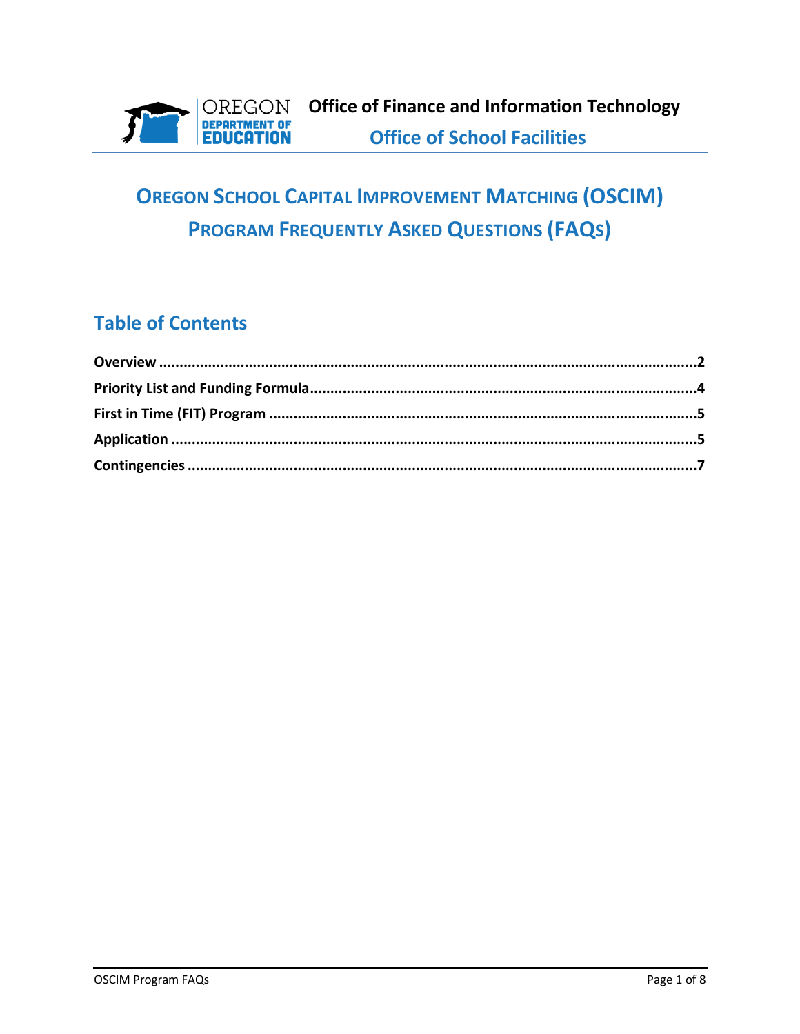**Office of Finance and Information Technology**

**Office of School Facilities**

# OREGON SCHOOL CAPITAL IMPROVEMENT MATCHING (OSCIM) PROGRAM FREQUENTLY ASKED QUESTIONS (FAQS)

## Table of Contents

**Overview** ..... **2**

**Priority List and Funding Formula** ..... **4**

**First in Time (FIT) Program** ..... **5**

**Application** ..... **5**

**Contingencies** ..... **7**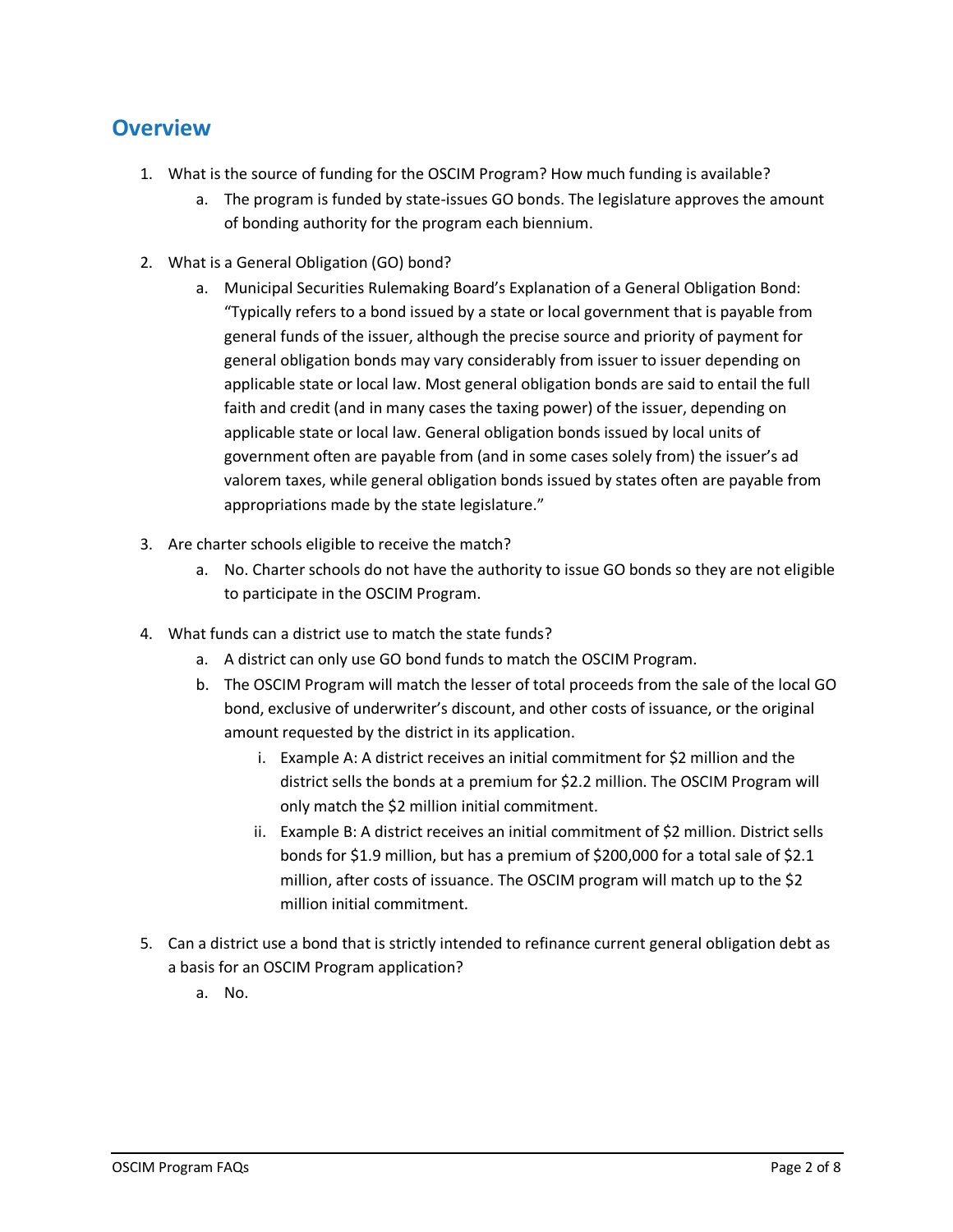## Overview

1. What is the source of funding for the OSCIM Program? How much funding is available?
    a. The program is funded by state-issues GO bonds. The legislature approves the amount of bonding authority for the program each biennium.

2. What is a General Obligation (GO) bond?
    a. Municipal Securities Rulemaking Board's Explanation of a General Obligation Bond: "Typically refers to a bond issued by a state or local government that is payable from general funds of the issuer, although the precise source and priority of payment for general obligation bonds may vary considerably from issuer to issuer depending on applicable state or local law. Most general obligation bonds are said to entail the full faith and credit (and in many cases the taxing power) of the issuer, depending on applicable state or local law. General obligation bonds issued by local units of government often are payable from (and in some cases solely from) the issuer's ad valorem taxes, while general obligation bonds issued by states often are payable from appropriations made by the state legislature."

3. Are charter schools eligible to receive the match?
    a. No. Charter schools do not have the authority to issue GO bonds so they are not eligible to participate in the OSCIM Program.

4. What funds can a district use to match the state funds?
    a. A district can only use GO bond funds to match the OSCIM Program.
    b. The OSCIM Program will match the lesser of total proceeds from the sale of the local GO bond, exclusive of underwriter's discount, and other costs of issuance, or the original amount requested by the district in its application.
        i. Example A: A district receives an initial commitment for $2 million and the district sells the bonds at a premium for $2.2 million. The OSCIM Program will only match the $2 million initial commitment.
        ii. Example B: A district receives an initial commitment of $2 million. District sells bonds for $1.9 million, but has a premium of $200,000 for a total sale of $2.1 million, after costs of issuance. The OSCIM program will match up to the $2 million initial commitment.

5. Can a district use a bond that is strictly intended to refinance current general obligation debt as a basis for an OSCIM Program application?
    a. No.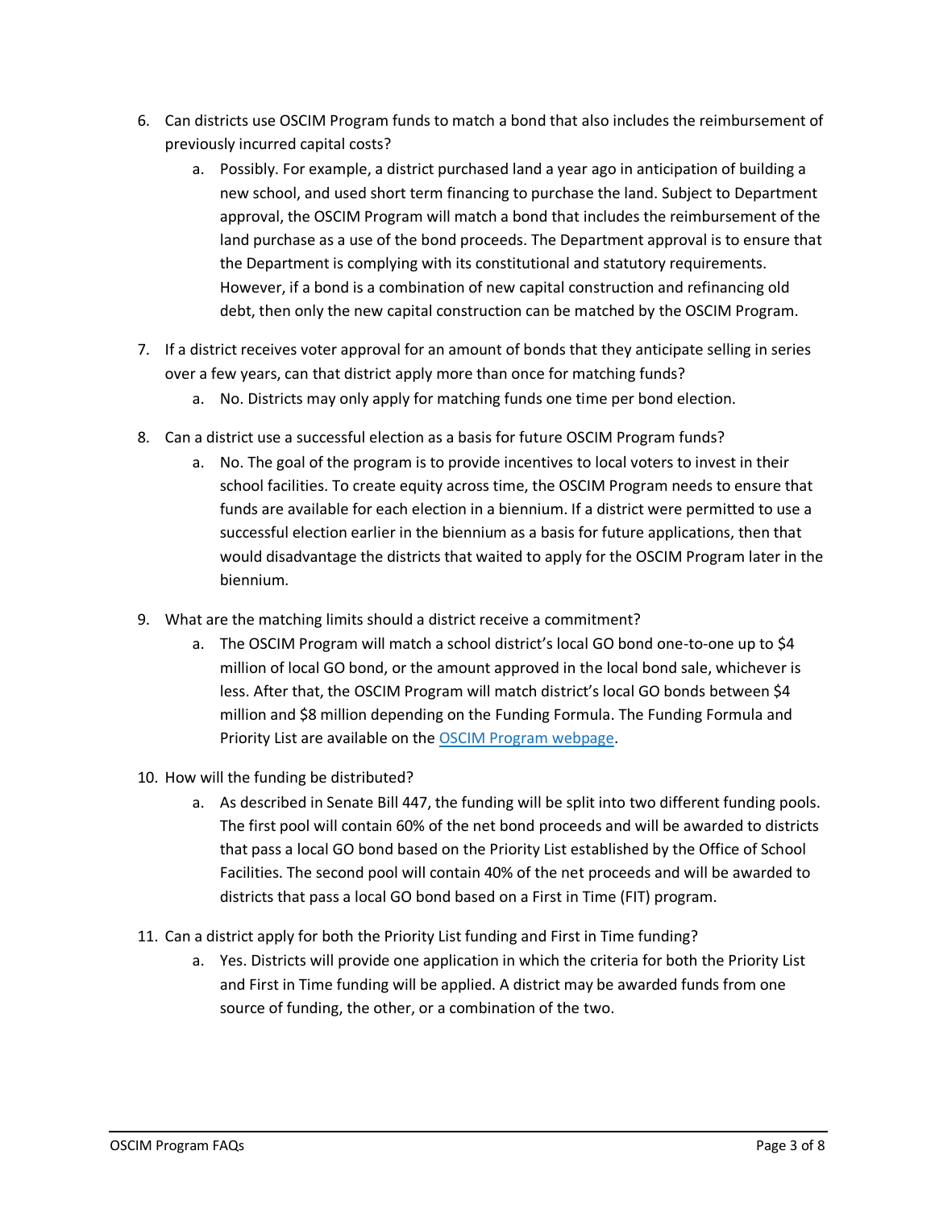6. Can districts use OSCIM Program funds to match a bond that also includes the reimbursement of previously incurred capital costs?
   a. Possibly. For example, a district purchased land a year ago in anticipation of building a new school, and used short term financing to purchase the land. Subject to Department approval, the OSCIM Program will match a bond that includes the reimbursement of the land purchase as a use of the bond proceeds. The Department approval is to ensure that the Department is complying with its constitutional and statutory requirements. However, if a bond is a combination of new capital construction and refinancing old debt, then only the new capital construction can be matched by the OSCIM Program.

7. If a district receives voter approval for an amount of bonds that they anticipate selling in series over a few years, can that district apply more than once for matching funds?
   a. No. Districts may only apply for matching funds one time per bond election.

8. Can a district use a successful election as a basis for future OSCIM Program funds?
   a. No. The goal of the program is to provide incentives to local voters to invest in their school facilities. To create equity across time, the OSCIM Program needs to ensure that funds are available for each election in a biennium. If a district were permitted to use a successful election earlier in the biennium as a basis for future applications, then that would disadvantage the districts that waited to apply for the OSCIM Program later in the biennium.

9. What are the matching limits should a district receive a commitment?
   a. The OSCIM Program will match a school district's local GO bond one-to-one up to $4 million of local GO bond, or the amount approved in the local bond sale, whichever is less. After that, the OSCIM Program will match district's local GO bonds between $4 million and $8 million depending on the Funding Formula. The Funding Formula and Priority List are available on the [OSCIM Program webpage](OSCIM Program webpage).

10. How will the funding be distributed?
    a. As described in Senate Bill 447, the funding will be split into two different funding pools. The first pool will contain 60% of the net bond proceeds and will be awarded to districts that pass a local GO bond based on the Priority List established by the Office of School Facilities. The second pool will contain 40% of the net proceeds and will be awarded to districts that pass a local GO bond based on a First in Time (FIT) program.

11. Can a district apply for both the Priority List funding and First in Time funding?
    a. Yes. Districts will provide one application in which the criteria for both the Priority List and First in Time funding will be applied. A district may be awarded funds from one source of funding, the other, or a combination of the two.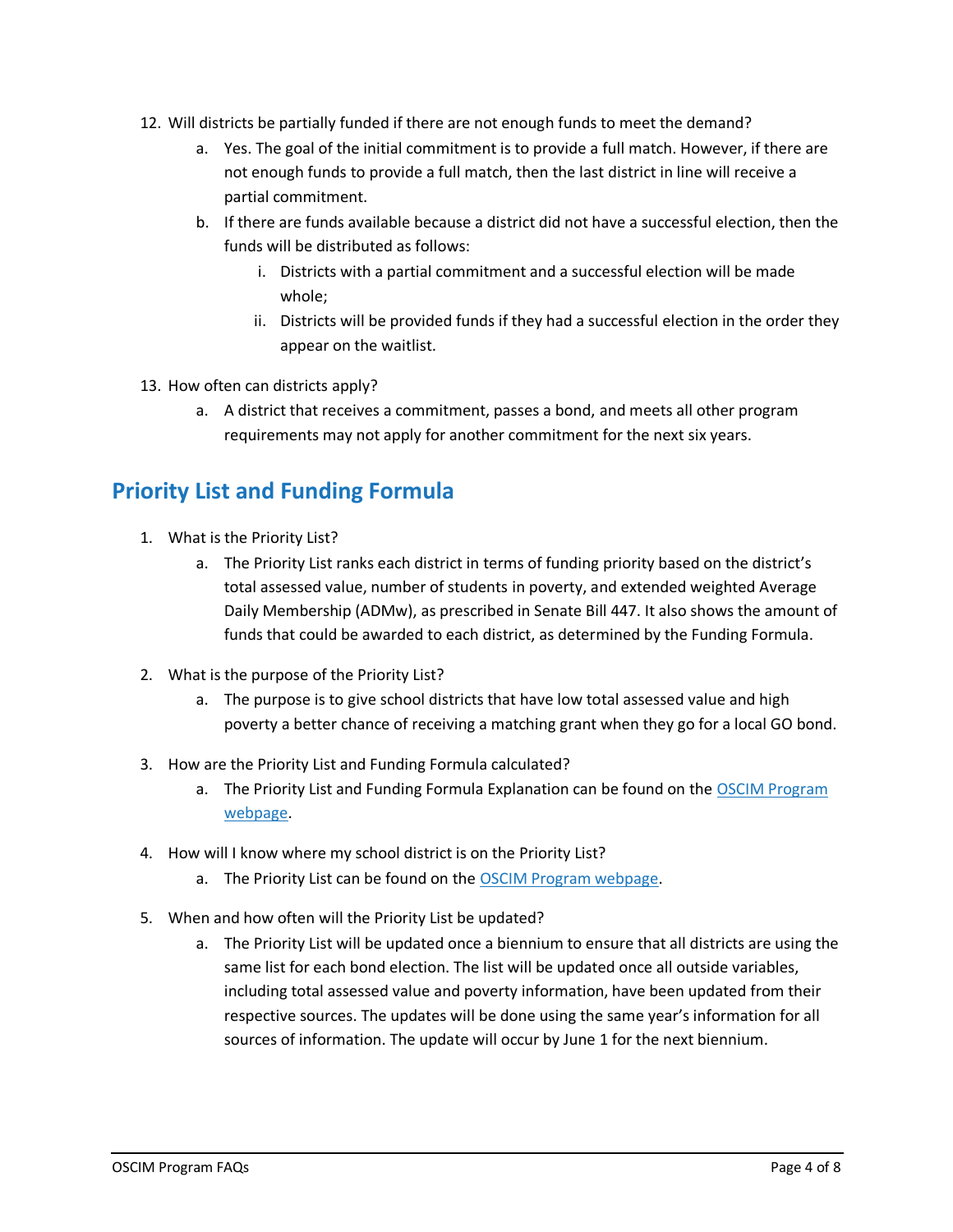12. Will districts be partially funded if there are not enough funds to meet the demand?
    a. Yes. The goal of the initial commitment is to provide a full match. However, if there are not enough funds to provide a full match, then the last district in line will receive a partial commitment.
    b. If there are funds available because a district did not have a successful election, then the funds will be distributed as follows:
        i. Districts with a partial commitment and a successful election will be made whole;
        ii. Districts will be provided funds if they had a successful election in the order they appear on the waitlist.

13. How often can districts apply?
    a. A district that receives a commitment, passes a bond, and meets all other program requirements may not apply for another commitment for the next six years.

## Priority List and Funding Formula

1. What is the Priority List?
    a. The Priority List ranks each district in terms of funding priority based on the district's total assessed value, number of students in poverty, and extended weighted Average Daily Membership (ADMw), as prescribed in Senate Bill 447. It also shows the amount of funds that could be awarded to each district, as determined by the Funding Formula.

2. What is the purpose of the Priority List?
    a. The purpose is to give school districts that have low total assessed value and high poverty a better chance of receiving a matching grant when they go for a local GO bond.

3. How are the Priority List and Funding Formula calculated?
    a. The Priority List and Funding Formula Explanation can be found on the [OSCIM Program webpage](#).

4. How will I know where my school district is on the Priority List?
    a. The Priority List can be found on the [OSCIM Program webpage](#).

5. When and how often will the Priority List be updated?
    a. The Priority List will be updated once a biennium to ensure that all districts are using the same list for each bond election. The list will be updated once all outside variables, including total assessed value and poverty information, have been updated from their respective sources. The updates will be done using the same year's information for all sources of information. The update will occur by June 1 for the next biennium.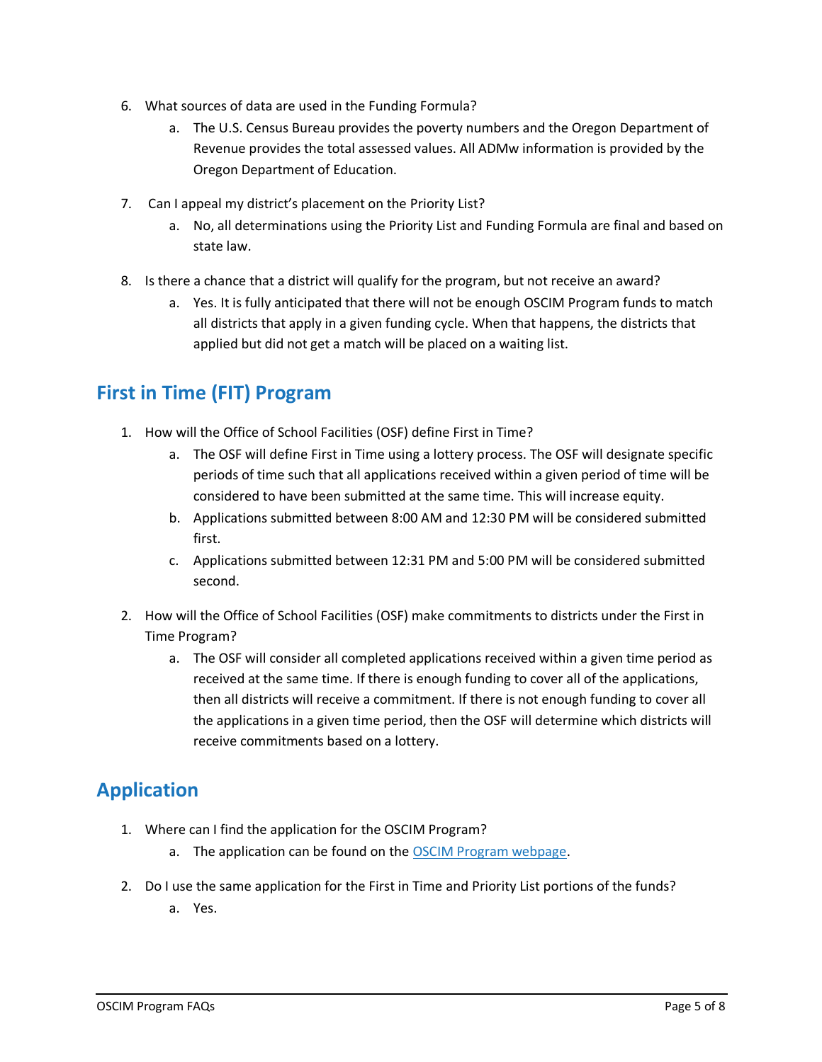6. What sources of data are used in the Funding Formula?
    a. The U.S. Census Bureau provides the poverty numbers and the Oregon Department of Revenue provides the total assessed values. All ADMw information is provided by the Oregon Department of Education.

7. Can I appeal my district's placement on the Priority List?
    a. No, all determinations using the Priority List and Funding Formula are final and based on state law.

8. Is there a chance that a district will qualify for the program, but not receive an award?
    a. Yes. It is fully anticipated that there will not be enough OSCIM Program funds to match all districts that apply in a given funding cycle. When that happens, the districts that applied but did not get a match will be placed on a waiting list.

## First in Time (FIT) Program

1. How will the Office of School Facilities (OSF) define First in Time?
    a. The OSF will define First in Time using a lottery process. The OSF will designate specific periods of time such that all applications received within a given period of time will be considered to have been submitted at the same time. This will increase equity.
    b. Applications submitted between 8:00 AM and 12:30 PM will be considered submitted first.
    c. Applications submitted between 12:31 PM and 5:00 PM will be considered submitted second.

2. How will the Office of School Facilities (OSF) make commitments to districts under the First in Time Program?
    a. The OSF will consider all completed applications received within a given time period as received at the same time. If there is enough funding to cover all of the applications, then all districts will receive a commitment. If there is not enough funding to cover all the applications in a given time period, then the OSF will determine which districts will receive commitments based on a lottery.

## Application

1. Where can I find the application for the OSCIM Program?
    a. The application can be found on the OSCIM Program webpage.

2. Do I use the same application for the First in Time and Priority List portions of the funds?
    a. Yes.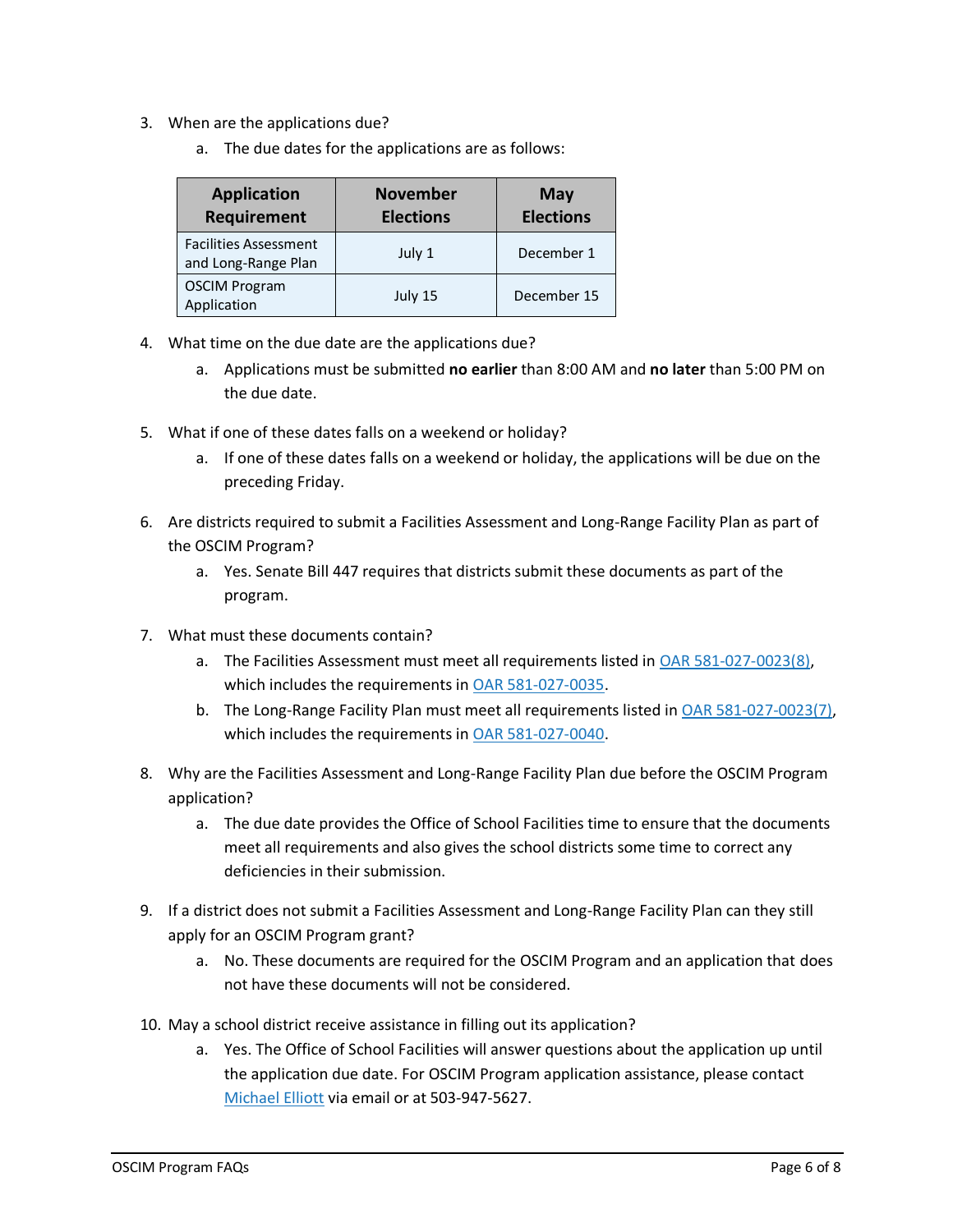3. When are the applications due?
    a. The due dates for the applications are as follows:

| Application Requirement | November Elections | May Elections |
|---|---|---|
| Facilities Assessment and Long-Range Plan | July 1 | December 1 |
| OSCIM Program Application | July 15 | December 15 |

4. What time on the due date are the applications due?
    a. Applications must be submitted **no earlier** than 8:00 AM and **no later** than 5:00 PM on the due date.

5. What if one of these dates falls on a weekend or holiday?
    a. If one of these dates falls on a weekend or holiday, the applications will be due on the preceding Friday.

6. Are districts required to submit a Facilities Assessment and Long-Range Facility Plan as part of the OSCIM Program?
    a. Yes. Senate Bill 447 requires that districts submit these documents as part of the program.

7. What must these documents contain?
    a. The Facilities Assessment must meet all requirements listed in OAR 581-027-0023(8), which includes the requirements in OAR 581-027-0035.
    b. The Long-Range Facility Plan must meet all requirements listed in OAR 581-027-0023(7), which includes the requirements in OAR 581-027-0040.

8. Why are the Facilities Assessment and Long-Range Facility Plan due before the OSCIM Program application?
    a. The due date provides the Office of School Facilities time to ensure that the documents meet all requirements and also gives the school districts some time to correct any deficiencies in their submission.

9. If a district does not submit a Facilities Assessment and Long-Range Facility Plan can they still apply for an OSCIM Program grant?
    a. No. These documents are required for the OSCIM Program and an application that does not have these documents will not be considered.

10. May a school district receive assistance in filling out its application?
    a. Yes. The Office of School Facilities will answer questions about the application up until the application due date. For OSCIM Program application assistance, please contact Michael Elliott via email or at 503-947-5627.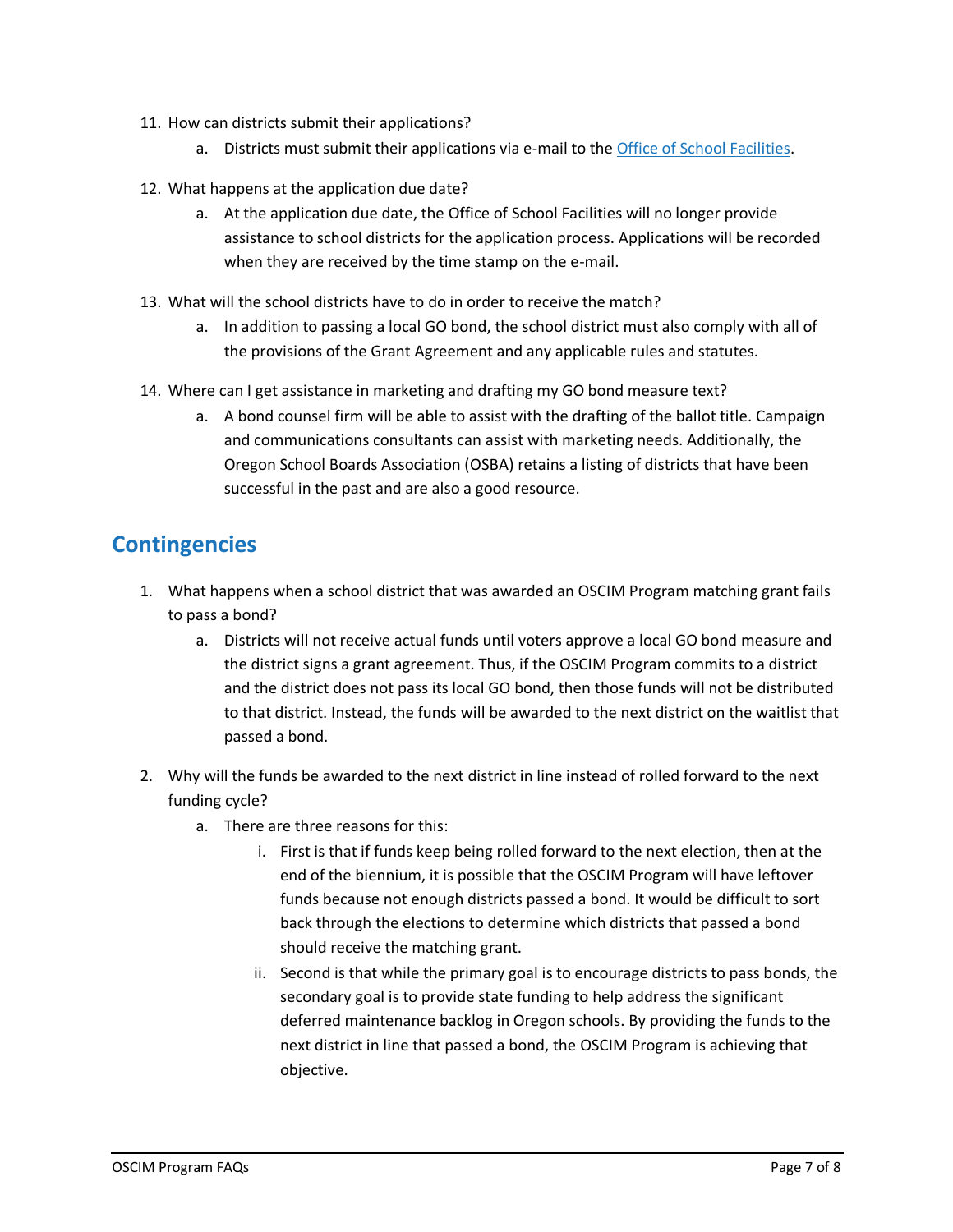11. How can districts submit their applications?
    a. Districts must submit their applications via e-mail to the [Office of School Facilities](#).

12. What happens at the application due date?
    a. At the application due date, the Office of School Facilities will no longer provide assistance to school districts for the application process. Applications will be recorded when they are received by the time stamp on the e-mail.

13. What will the school districts have to do in order to receive the match?
    a. In addition to passing a local GO bond, the school district must also comply with all of the provisions of the Grant Agreement and any applicable rules and statutes.

14. Where can I get assistance in marketing and drafting my GO bond measure text?
    a. A bond counsel firm will be able to assist with the drafting of the ballot title. Campaign and communications consultants can assist with marketing needs. Additionally, the Oregon School Boards Association (OSBA) retains a listing of districts that have been successful in the past and are also a good resource.

## Contingencies

1. What happens when a school district that was awarded an OSCIM Program matching grant fails to pass a bond?
    a. Districts will not receive actual funds until voters approve a local GO bond measure and the district signs a grant agreement. Thus, if the OSCIM Program commits to a district and the district does not pass its local GO bond, then those funds will not be distributed to that district. Instead, the funds will be awarded to the next district on the waitlist that passed a bond.

2. Why will the funds be awarded to the next district in line instead of rolled forward to the next funding cycle?
    a. There are three reasons for this:
        i. First is that if funds keep being rolled forward to the next election, then at the end of the biennium, it is possible that the OSCIM Program will have leftover funds because not enough districts passed a bond. It would be difficult to sort back through the elections to determine which districts that passed a bond should receive the matching grant.
        ii. Second is that while the primary goal is to encourage districts to pass bonds, the secondary goal is to provide state funding to help address the significant deferred maintenance backlog in Oregon schools. By providing the funds to the next district in line that passed a bond, the OSCIM Program is achieving that objective.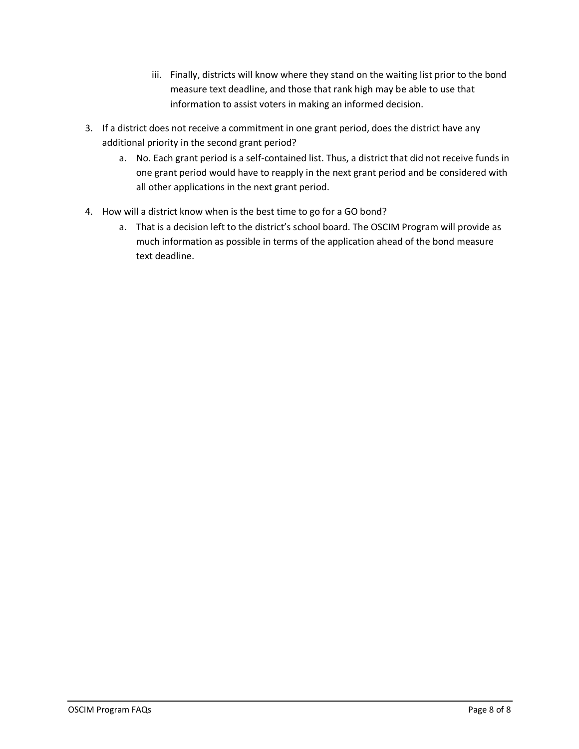iii. Finally, districts will know where they stand on the waiting list prior to the bond measure text deadline, and those that rank high may be able to use that information to assist voters in making an informed decision.

3. If a district does not receive a commitment in one grant period, does the district have any additional priority in the second grant period?
   a. No. Each grant period is a self-contained list. Thus, a district that did not receive funds in one grant period would have to reapply in the next grant period and be considered with all other applications in the next grant period.

4. How will a district know when is the best time to go for a GO bond?
   a. That is a decision left to the district's school board. The OSCIM Program will provide as much information as possible in terms of the application ahead of the bond measure text deadline.